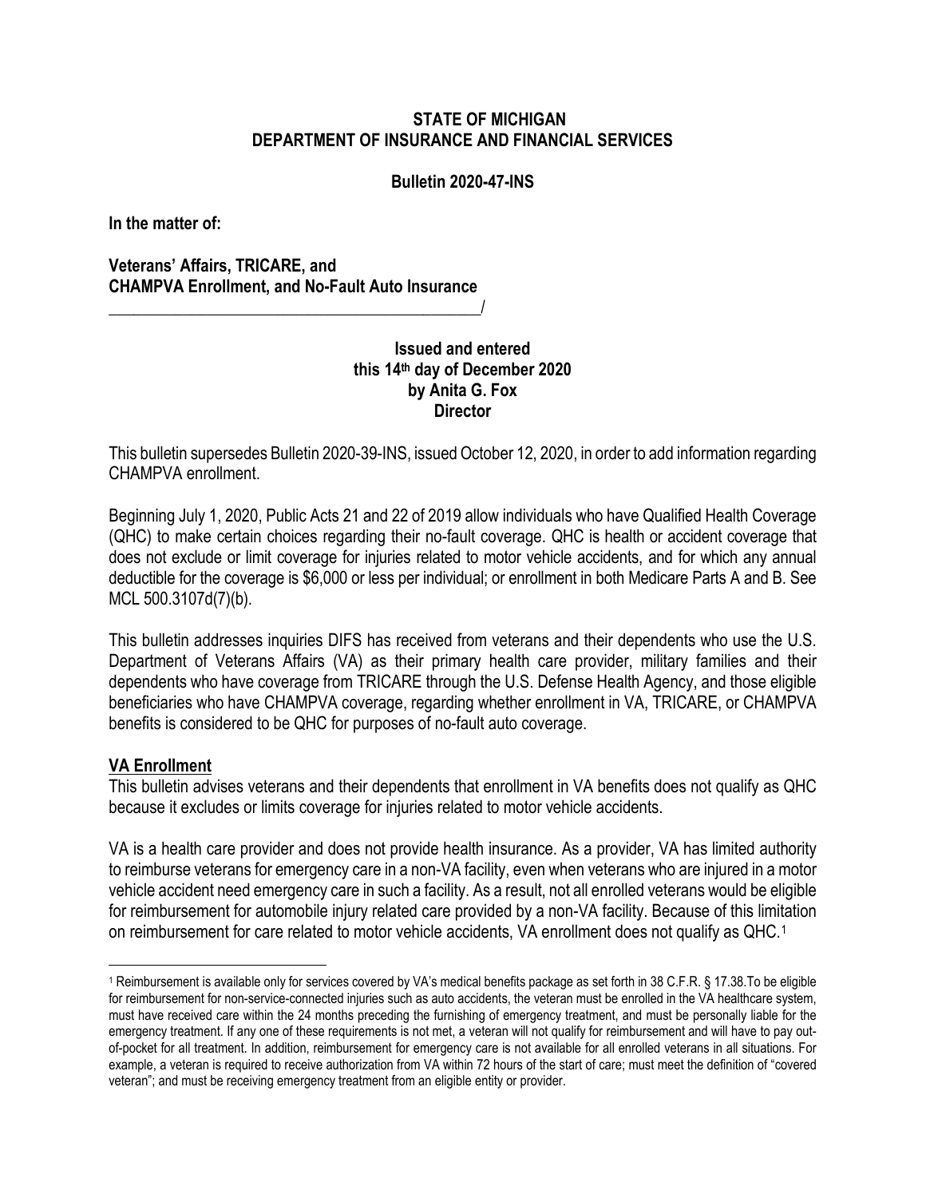**STATE OF MICHIGAN**
**DEPARTMENT OF INSURANCE AND FINANCIAL SERVICES**

**Bulletin 2020-47-INS**

**In the matter of:**

**Veterans' Affairs, TRICARE, and CHAMPVA Enrollment, and No-Fault Auto Insurance**
_______________________________________________/

**Issued and entered**
**this 14th day of December 2020**
**by Anita G. Fox**
**Director**

This bulletin supersedes Bulletin 2020-39-INS, issued October 12, 2020, in order to add information regarding CHAMPVA enrollment.

Beginning July 1, 2020, Public Acts 21 and 22 of 2019 allow individuals who have Qualified Health Coverage (QHC) to make certain choices regarding their no-fault coverage. QHC is health or accident coverage that does not exclude or limit coverage for injuries related to motor vehicle accidents, and for which any annual deductible for the coverage is $6,000 or less per individual; or enrollment in both Medicare Parts A and B. See MCL 500.3107d(7)(b).

This bulletin addresses inquiries DIFS has received from veterans and their dependents who use the U.S. Department of Veterans Affairs (VA) as their primary health care provider, military families and their dependents who have coverage from TRICARE through the U.S. Defense Health Agency, and those eligible beneficiaries who have CHAMPVA coverage, regarding whether enrollment in VA, TRICARE, or CHAMPVA benefits is considered to be QHC for purposes of no-fault auto coverage.

## VA Enrollment

This bulletin advises veterans and their dependents that enrollment in VA benefits does not qualify as QHC because it excludes or limits coverage for injuries related to motor vehicle accidents.

VA is a health care provider and does not provide health insurance. As a provider, VA has limited authority to reimburse veterans for emergency care in a non-VA facility, even when veterans who are injured in a motor vehicle accident need emergency care in such a facility. As a result, not all enrolled veterans would be eligible for reimbursement for automobile injury related care provided by a non-VA facility. Because of this limitation on reimbursement for care related to motor vehicle accidents, VA enrollment does not qualify as QHC.[1]

---

[1] Reimbursement is available only for services covered by VA's medical benefits package as set forth in 38 C.F.R. § 17.38.To be eligible for reimbursement for non-service-connected injuries such as auto accidents, the veteran must be enrolled in the VA healthcare system, must have received care within the 24 months preceding the furnishing of emergency treatment, and must be personally liable for the emergency treatment. If any one of these requirements is not met, a veteran will not qualify for reimbursement and will have to pay out-of-pocket for all treatment. In addition, reimbursement for emergency care is not available for all enrolled veterans in all situations. For example, a veteran is required to receive authorization from VA within 72 hours of the start of care; must meet the definition of "covered veteran"; and must be receiving emergency treatment from an eligible entity or provider.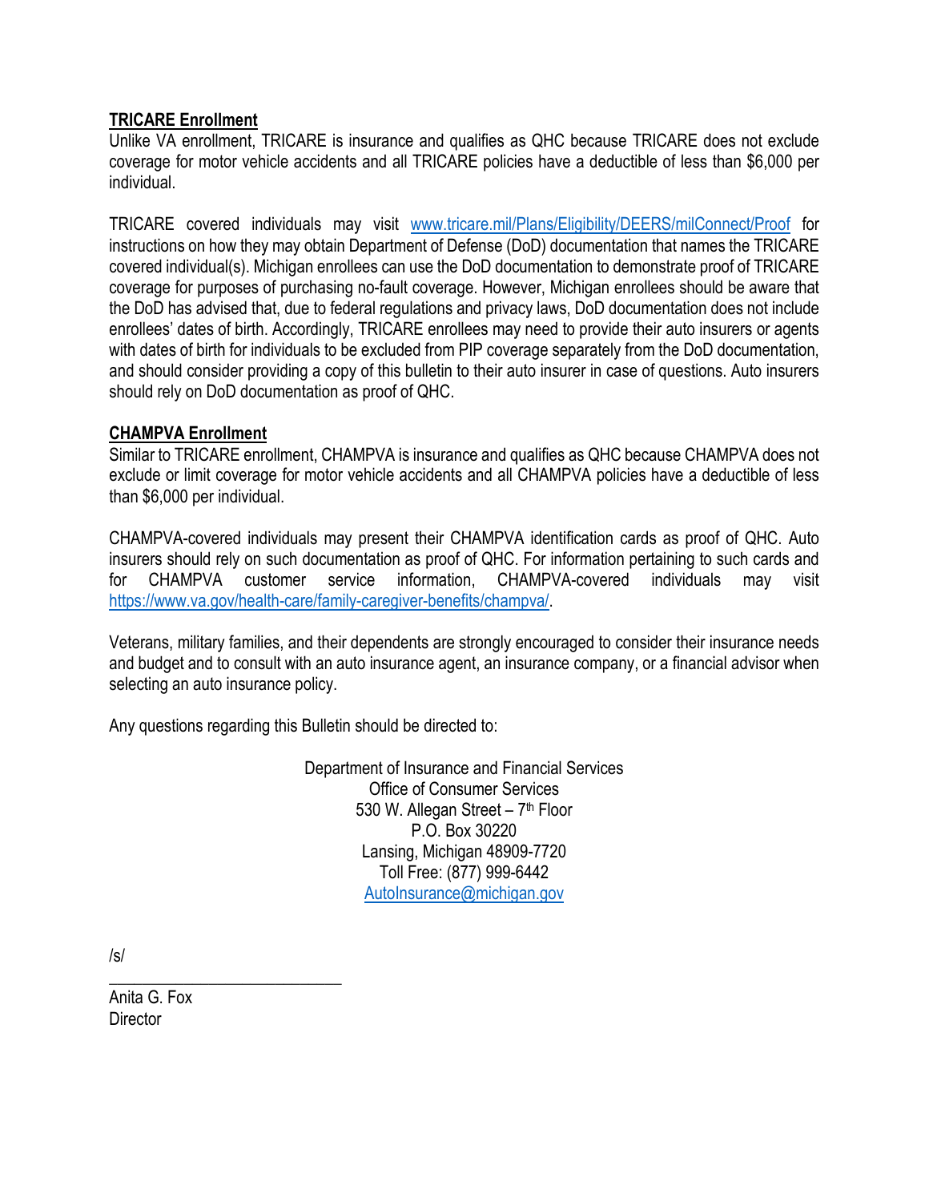**TRICARE Enrollment**

Unlike VA enrollment, TRICARE is insurance and qualifies as QHC because TRICARE does not exclude coverage for motor vehicle accidents and all TRICARE policies have a deductible of less than $6,000 per individual.

TRICARE covered individuals may visit www.tricare.mil/Plans/Eligibility/DEERS/milConnect/Proof for instructions on how they may obtain Department of Defense (DoD) documentation that names the TRICARE covered individual(s). Michigan enrollees can use the DoD documentation to demonstrate proof of TRICARE coverage for purposes of purchasing no-fault coverage. However, Michigan enrollees should be aware that the DoD has advised that, due to federal regulations and privacy laws, DoD documentation does not include enrollees' dates of birth. Accordingly, TRICARE enrollees may need to provide their auto insurers or agents with dates of birth for individuals to be excluded from PIP coverage separately from the DoD documentation, and should consider providing a copy of this bulletin to their auto insurer in case of questions. Auto insurers should rely on DoD documentation as proof of QHC.

**CHAMPVA Enrollment**

Similar to TRICARE enrollment, CHAMPVA is insurance and qualifies as QHC because CHAMPVA does not exclude or limit coverage for motor vehicle accidents and all CHAMPVA policies have a deductible of less than $6,000 per individual.

CHAMPVA-covered individuals may present their CHAMPVA identification cards as proof of QHC. Auto insurers should rely on such documentation as proof of QHC. For information pertaining to such cards and for CHAMPVA customer service information, CHAMPVA-covered individuals may visit https://www.va.gov/health-care/family-caregiver-benefits/champva/.

Veterans, military families, and their dependents are strongly encouraged to consider their insurance needs and budget and to consult with an auto insurance agent, an insurance company, or a financial advisor when selecting an auto insurance policy.

Any questions regarding this Bulletin should be directed to:

Department of Insurance and Financial Services
Office of Consumer Services
530 W. Allegan Street – 7th Floor
P.O. Box 30220
Lansing, Michigan 48909-7720
Toll Free: (877) 999-6442
AutoInsurance@michigan.gov

/s/

_____________________________

Anita G. Fox
Director